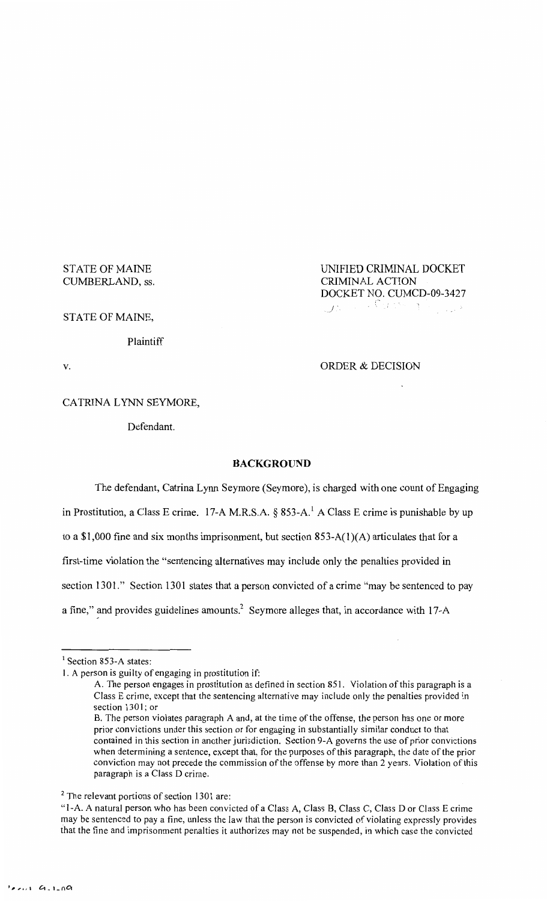STATE OF MAINE
CUMBERLAND, ss.

UNIFIED CRIMINAL DOCKET
CRIMINAL ACTION
DOCKET NO. CUMCD-09-3427

STATE OF MAINE,

Plaintiff

v.

ORDER & DECISION

CATRINA LYNN SEYMORE,

Defendant.

## BACKGROUND

The defendant, Catrina Lynn Seymore (Seymore), is charged with one count of Engaging in Prostitution, a Class E crime. 17-A M.R.S.A. § 853-A.[1] A Class E crime is punishable by up to a $1,000 fine and six months imprisonment, but section 853-A(1)(A) articulates that for a first-time violation the "sentencing alternatives may include only the penalties provided in section 1301." Section 1301 states that a person convicted of a crime "may be sentenced to pay a fine," and provides guidelines amounts.[2] Seymore alleges that, in accordance with 17-A

---

[1] Section 853-A states:

1. A person is guilty of engaging in prostitution if:

A. The person engages in prostitution as defined in section 851. Violation of this paragraph is a Class E crime, except that the sentencing alternative may include only the penalties provided in section 1301; or

B. The person violates paragraph A and, at the time of the offense, the person has one or more prior convictions under this section or for engaging in substantially similar conduct to that contained in this section in another jurisdiction. Section 9-A governs the use of prior convictions when determining a sentence, except that, for the purposes of this paragraph, the date of the prior conviction may not precede the commission of the offense by more than 2 years. Violation of this paragraph is a Class D crime.

[2] The relevant portions of section 1301 are:

"1-A. A natural person who has been convicted of a Class A, Class B, Class C, Class D or Class E crime may be sentenced to pay a fine, unless the law that the person is convicted of violating expressly provides that the fine and imprisonment penalties it authorizes may not be suspended, in which case the convicted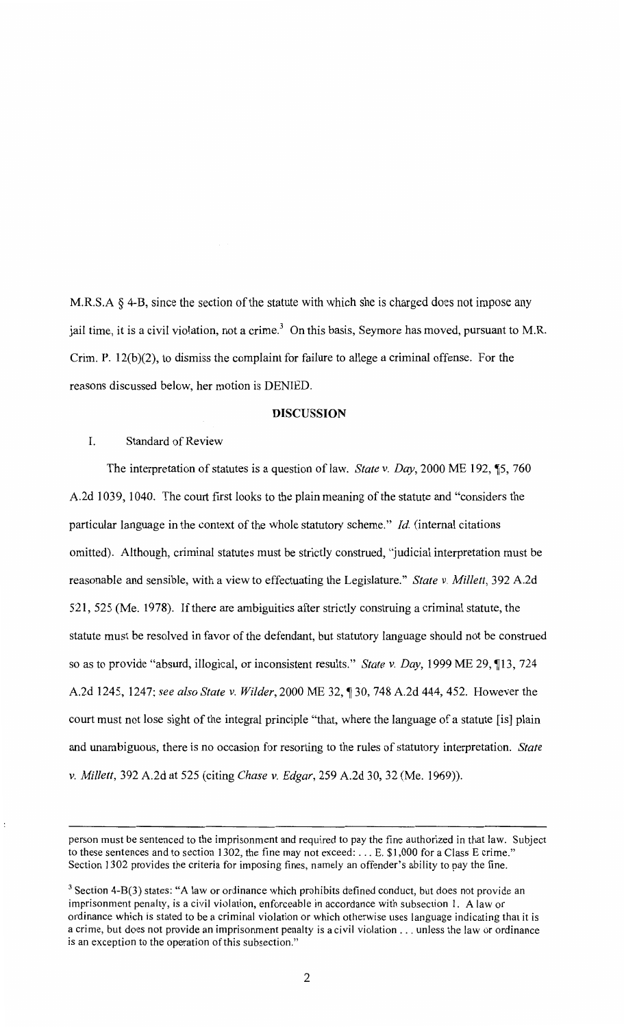M.R.S.A § 4-B, since the section of the statute with which she is charged does not impose any jail time, it is a civil violation, not a crime.[3] On this basis, Seymore has moved, pursuant to M.R. Crim. P. 12(b)(2), to dismiss the complaint for failure to allege a criminal offense. For the reasons discussed below, her motion is DENIED.

## DISCUSSION

I. Standard of Review

The interpretation of statutes is a question of law. *State v. Day*, 2000 ME 192, ¶5, 760 A.2d 1039, 1040. The court first looks to the plain meaning of the statute and "considers the particular language in the context of the whole statutory scheme." *Id.* (internal citations omitted). Although, criminal statutes must be strictly construed, "judicial interpretation must be reasonable and sensible, with a view to effectuating the Legislature." *State v. Millett*, 392 A.2d 521, 525 (Me. 1978). If there are ambiguities after strictly construing a criminal statute, the statute must be resolved in favor of the defendant, but statutory language should not be construed so as to provide "absurd, illogical, or inconsistent results." *State v. Day*, 1999 ME 29, ¶13, 724 A.2d 1245, 1247; *see also State v. Wilder*, 2000 ME 32, ¶ 30, 748 A.2d 444, 452. However the court must not lose sight of the integral principle "that, where the language of a statute [is] plain and unambiguous, there is no occasion for resorting to the rules of statutory interpretation. *State v. Millett*, 392 A.2d at 525 (citing *Chase v. Edgar*, 259 A.2d 30, 32 (Me. 1969)).

---

person must be sentenced to the imprisonment and required to pay the fine authorized in that law. Subject to these sentences and to section 1302, the fine may not exceed: . . . E. $1,000 for a Class E crime." Section 1302 provides the criteria for imposing fines, namely an offender's ability to pay the fine.

[3] Section 4-B(3) states: "A law or ordinance which prohibits defined conduct, but does not provide an imprisonment penalty, is a civil violation, enforceable in accordance with subsection 1. A law or ordinance which is stated to be a criminal violation or which otherwise uses language indicating that it is a crime, but does not provide an imprisonment penalty is a civil violation . . . unless the law or ordinance is an exception to the operation of this subsection."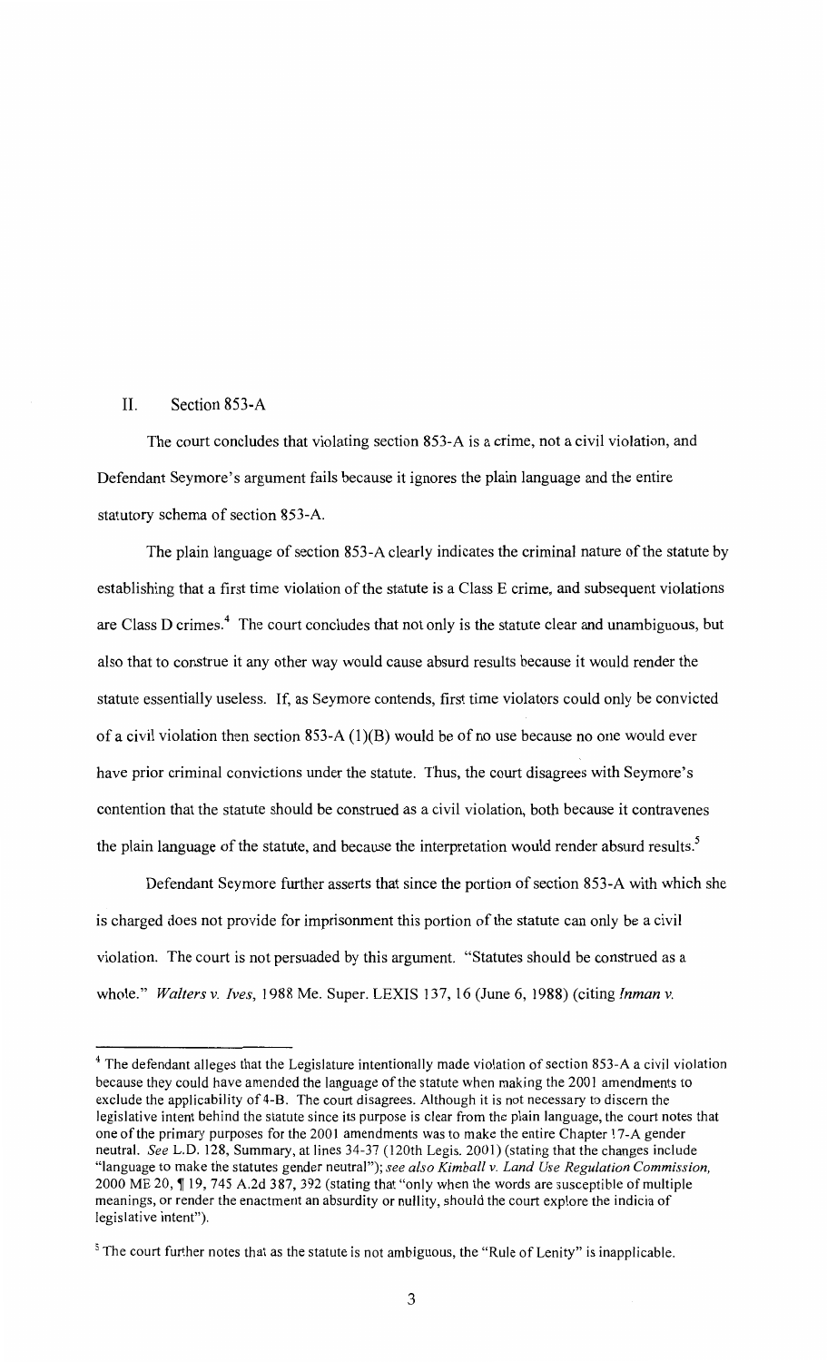## II. Section 853-A

The court concludes that violating section 853-A is a crime, not a civil violation, and Defendant Seymore's argument fails because it ignores the plain language and the entire statutory schema of section 853-A.

The plain language of section 853-A clearly indicates the criminal nature of the statute by establishing that a first time violation of the statute is a Class E crime, and subsequent violations are Class D crimes.[4] The court concludes that not only is the statute clear and unambiguous, but also that to construe it any other way would cause absurd results because it would render the statute essentially useless. If, as Seymore contends, first time violators could only be convicted of a civil violation then section 853-A (1)(B) would be of no use because no one would ever have prior criminal convictions under the statute. Thus, the court disagrees with Seymore's contention that the statute should be construed as a civil violation, both because it contravenes the plain language of the statute, and because the interpretation would render absurd results.[5]

Defendant Seymore further asserts that since the portion of section 853-A with which she is charged does not provide for imprisonment this portion of the statute can only be a civil violation. The court is not persuaded by this argument. "Statutes should be construed as a whole." *Walters v. Ives*, 1988 Me. Super. LEXIS 137, 16 (June 6, 1988) (citing *Inman v.*

---

[4] The defendant alleges that the Legislature intentionally made violation of section 853-A a civil violation because they could have amended the language of the statute when making the 2001 amendments to exclude the applicability of 4-B. The court disagrees. Although it is not necessary to discern the legislative intent behind the statute since its purpose is clear from the plain language, the court notes that one of the primary purposes for the 2001 amendments was to make the entire Chapter 17-A gender neutral. *See* L.D. 128, Summary, at lines 34-37 (120th Legis. 2001) (stating that the changes include "language to make the statutes gender neutral"); *see also Kimball v. Land Use Regulation Commission*, 2000 ME 20, ¶ 19, 745 A.2d 387, 392 (stating that "only when the words are susceptible of multiple meanings, or render the enactment an absurdity or nullity, should the court explore the indicia of legislative intent").

[5] The court further notes that as the statute is not ambiguous, the "Rule of Lenity" is inapplicable.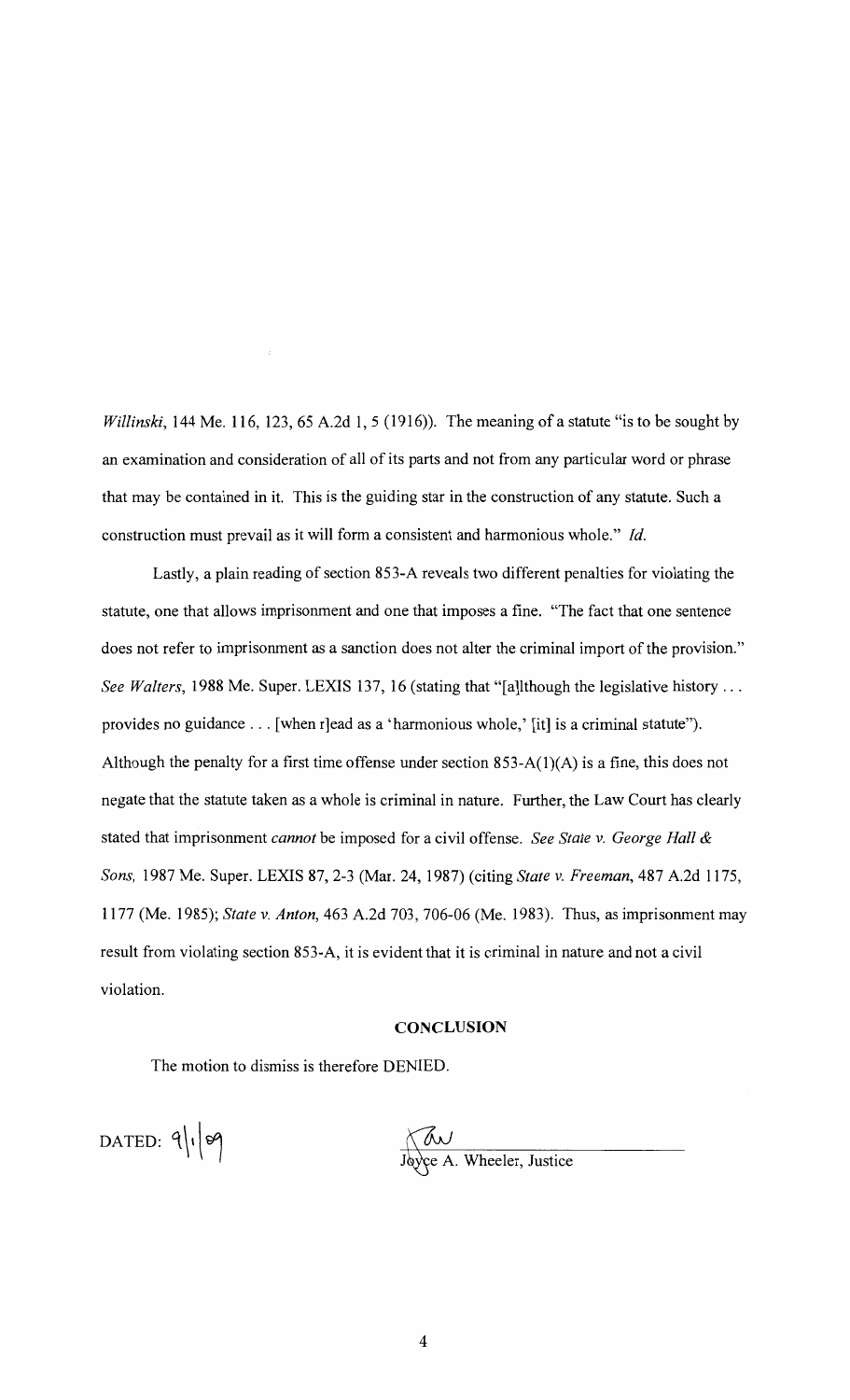*Willinski*, 144 Me. 116, 123, 65 A.2d 1, 5 (1916)). The meaning of a statute "is to be sought by an examination and consideration of all of its parts and not from any particular word or phrase that may be contained in it. This is the guiding star in the construction of any statute. Such a construction must prevail as it will form a consistent and harmonious whole." *Id.*

Lastly, a plain reading of section 853-A reveals two different penalties for violating the statute, one that allows imprisonment and one that imposes a fine. "The fact that one sentence does not refer to imprisonment as a sanction does not alter the criminal import of the provision." *See Walters*, 1988 Me. Super. LEXIS 137, 16 (stating that "[a]lthough the legislative history . . . provides no guidance . . . [when r]ead as a 'harmonious whole,' [it] is a criminal statute"). Although the penalty for a first time offense under section 853-A(1)(A) is a fine, this does not negate that the statute taken as a whole is criminal in nature. Further, the Law Court has clearly stated that imprisonment *cannot* be imposed for a civil offense. *See State v. George Hall & Sons,* 1987 Me. Super. LEXIS 87, 2-3 (Mar. 24, 1987) (citing *State v. Freeman*, 487 A.2d 1175, 1177 (Me. 1985); *State v. Anton*, 463 A.2d 703, 706-06 (Me. 1983). Thus, as imprisonment may result from violating section 853-A, it is evident that it is criminal in nature and not a civil violation.

## CONCLUSION

The motion to dismiss is therefore DENIED.

DATED: 9/1/09

Joyce A. Wheeler, Justice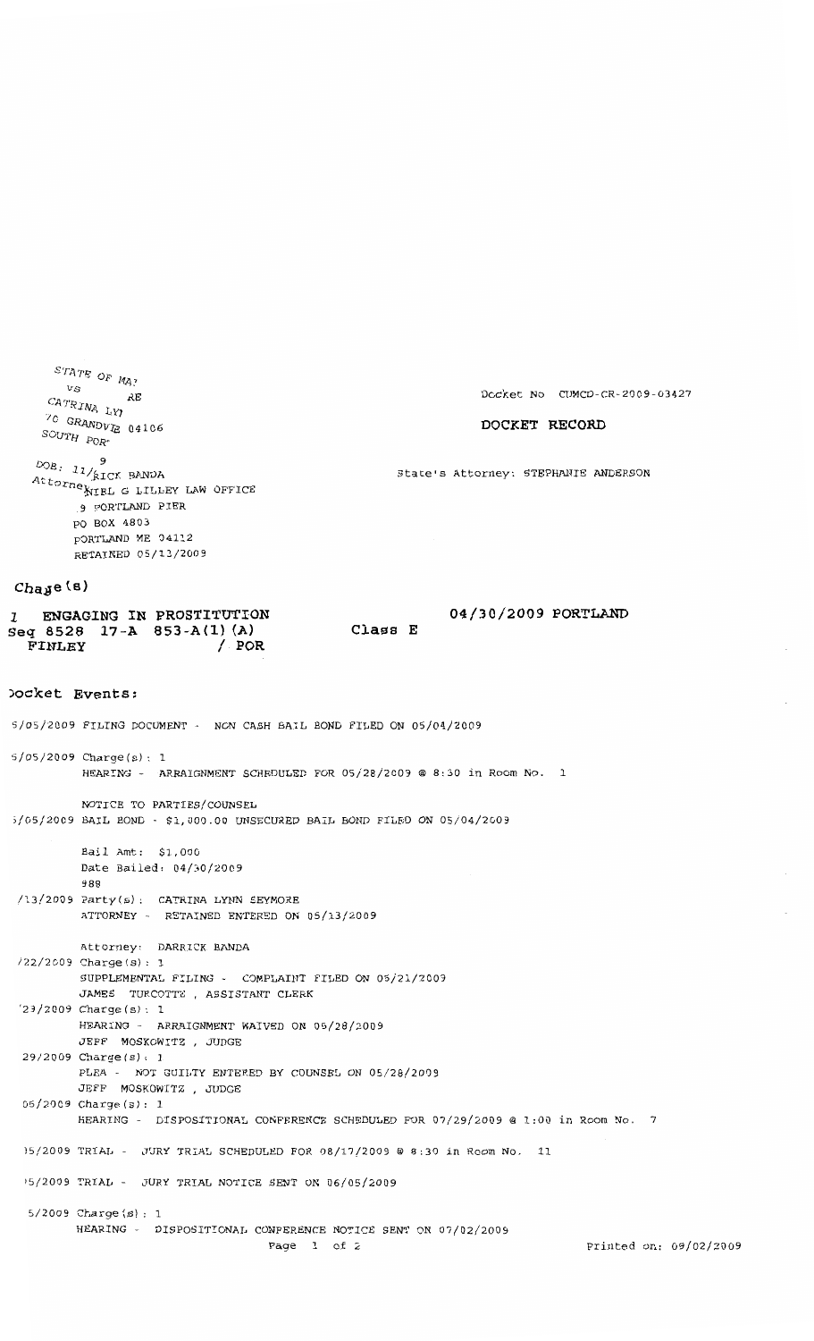STATE OF MA?
VS
CATRINA LY? RE
70 GRANDVIE 04106
SOUTH POR?

DOB: 11/ 9

Attorney: ?RICK BANDA
?NIEL G LILLEY LAW OFFICE
9 PORTLAND PIER
PO BOX 4803
PORTLAND ME 04112
RETAINED 05/13/2009

Docket No CUMCD-CR-2009-03427

**DOCKET RECORD**

State's Attorney: STEPHANIE ANDERSON

**Charge(s)**

**1 ENGAGING IN PROSTITUTION** — **04/30/2009 PORTLAND**
**Seq 8528 17-A 853-A(1)(A)** — **Class E**
**FINLEY / POR**

**Docket Events:**

?/05/2009 FILING DOCUMENT - NON CASH BAIL BOND FILED ON 05/04/2009

?/05/2009 Charge(s): 1
HEARING - ARRAIGNMENT SCHEDULED FOR 05/28/2009 @ 8:30 in Room No. 1

NOTICE TO PARTIES/COUNSEL

?/05/2009 BAIL BOND - $1,000.00 UNSECURED BAIL BOND FILED ON 05/04/2009

Bail Amt: $1,000
Date Bailed: 04/30/2009
988

?/13/2009 Party(s): CATRINA LYNN SEYMORE
ATTORNEY - RETAINED ENTERED ON 05/13/2009

Attorney: DARRICK BANDA

?/22/2009 Charge(s): 1
SUPPLEMENTAL FILING - COMPLAINT FILED ON 05/21/2009
JAMES TURCOTTE , ASSISTANT CLERK

?29/2009 Charge(s): 1
HEARING - ARRAIGNMENT WAIVED ON 05/28/2009
JEFF MOSKOWITZ , JUDGE

?29/2009 Charge(s): 1
PLEA - NOT GUILTY ENTERED BY COUNSEL ON 05/28/2009
JEFF MOSKOWITZ , JUDGE

?05/2009 Charge(s): 1
HEARING - DISPOSITIONAL CONFERENCE SCHEDULED FOR 07/29/2009 @ 1:00 in Room No. 7

?5/2009 TRIAL - JURY TRIAL SCHEDULED FOR 08/17/2009 @ 8:30 in Room No. 11

?5/2009 TRIAL - JURY TRIAL NOTICE SENT ON 06/05/2009

?5/2009 Charge(s): 1
HEARING - DISPOSITIONAL CONFERENCE NOTICE SENT ON 07/02/2009

Printed on: 09/02/2009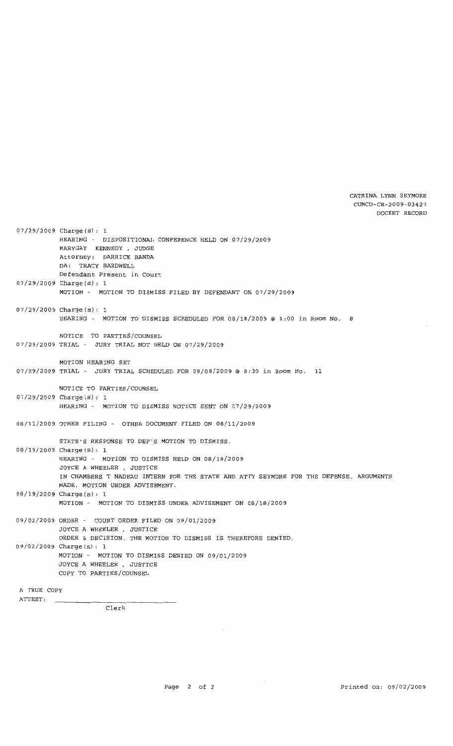CATRINA LYNN SEYMORE
CUMCD-CR-2009-03427
DOCKET RECORD

07/29/2009 Charge(S): 1
HEARING - DISPOSITIONAL CONFERENCE HELD ON 07/29/2009
MARYGAY KENNEDY , JUDGE
Attorney: DARRICK BANDA
DA: TRACY BARDWELL
Defendant Present in Court

07/29/2009 Charge(S): 1
MOTION - MOTION TO DISMISS FILED BY DEFENDANT ON 07/29/2009

07/29/2009 Charge(S): 1
HEARING - MOTION TO DISMISS SCHEDULED FOR 08/18/2009 @ 1:00 in Room No. 8

NOTICE TO PARTIES/COUNSEL

07/29/2009 TRIAL - JURY TRIAL NOT HELD ON 07/29/2009

MOTION HEARING SET

07/29/2009 TRIAL - JURY TRIAL SCHEDULED FOR 09/08/2009 @ 8:30 in Room No. 11

NOTICE TO PARTIES/COUNSEL

07/29/2009 Charge(S): 1
HEARING - MOTION TO DISMISS NOTICE SENT ON 07/29/2009

08/11/2009 OTHER FILING - OTHER DOCUMENT FILED ON 08/11/2009

STATE'S RESPONSE TO DEF'S MOTION TO DISMISS.

08/19/2009 Charge(S): 1
HEARING - MOTION TO DISMISS HELD ON 08/18/2009
JOYCE A WHEELER , JUSTICE
IN CHAMBERS T NADEAU INTERN FOR THE STATE AND ATTY SEYMORE FOR THE DEFENSE. ARGUMENTS MADE. MOTION UNDER ADVISEMENT.

08/19/2009 Charge(S): 1
MOTION - MOTION TO DISMISS UNDER ADVISEMENT ON 08/18/2009

09/02/2009 ORDER - COURT ORDER FILED ON 09/01/2009
JOYCE A WHEELER , JUSTICE
ORDER & DECISION. THE MOTION TO DISMISS IS THEREFORE DENIED.

09/02/2009 Charge(S): 1
MOTION - MOTION TO DISMISS DENIED ON 09/01/2009
JOYCE A WHEELER , JUSTICE
COPY TO PARTIES/COUNSEL

A TRUE COPY
ATTEST: ______________________
Clerk

Printed on: 09/02/2009